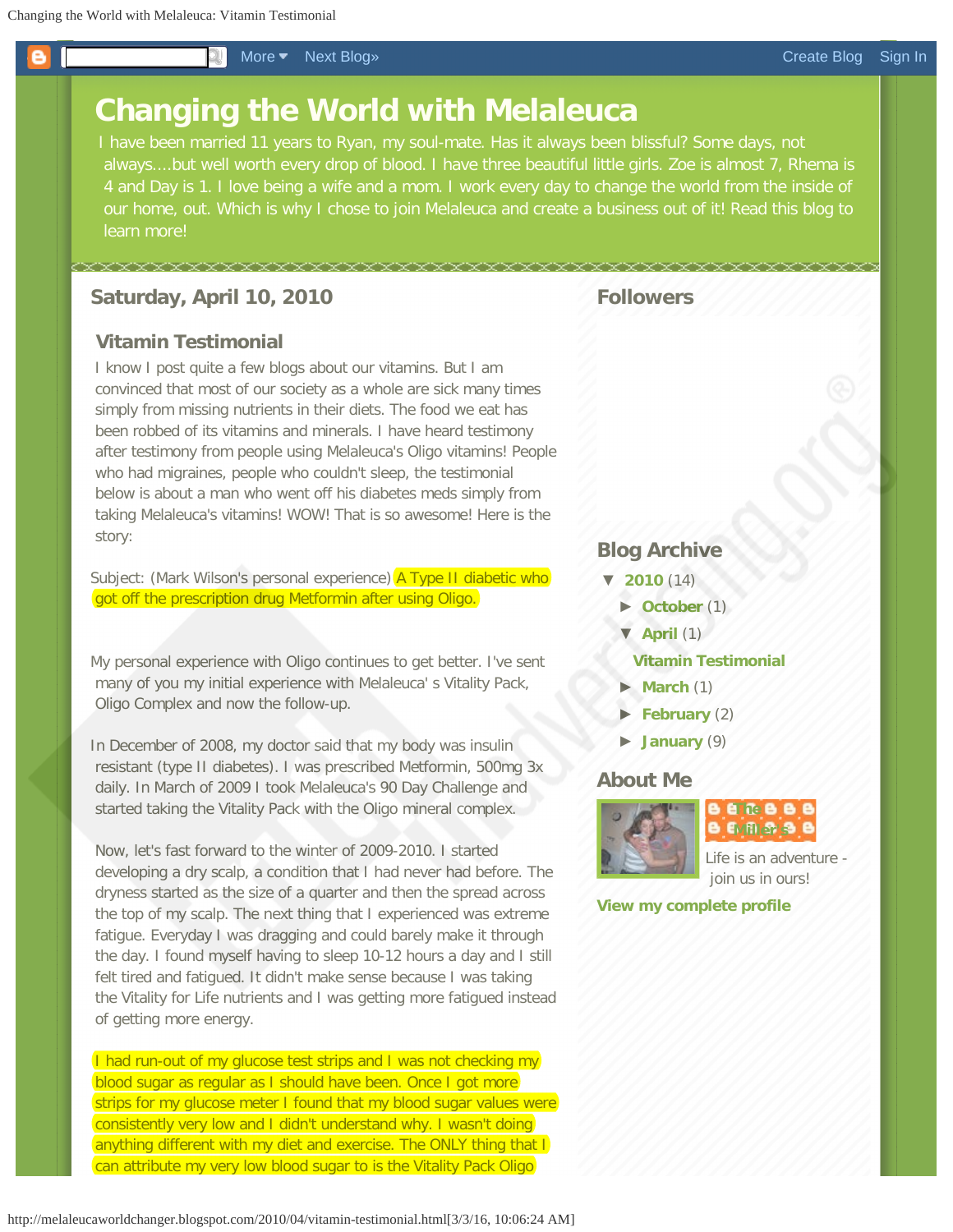# Changing the World with Melaleuca

I have been married 11 years to Ryan, my soul-mate. Has it always been blissful? Some days, not always....but well worth every drop of blood. I have three beautiful little girls. Zoe is almost 7, Rhema is 4 and Day is 1. I love being a wife and a mom. I work every day to change the world from the inside of our home, out. Which is why I chose to join Melaleuca and create a business out of it! Read this blog to learn more!

## Saturday, April 10, 2010

### Vitamin Testimonial

I know I post quite a few blogs about our vitamins. But I am convinced that most of our society as a whole are sick many times simply from missing nutrients in their diets. The food we eat has been robbed of its vitamins and minerals. I have heard testimony after testimony from people using Melaleuca's Oligo vitamins! People who had migraines, people who couldn't sleep, the testimonial below is about a man who went off his diabetes meds simply from taking Melaleuca's vitamins! WOW! That is so awesome! Here is the story:

Subject: (Mark Wilson's personal experience) A Type II diabetic who got off the prescription drug Metformin after using Oligo.

My personal experience with Oligo continues to get better. I've sent many of you my initial experience with Melaleuca' s Vitality Pack, Oligo Complex and now the follow-up.

In December of 2008, my doctor said that my body was insulin resistant (type II diabetes). I was prescribed Metformin, 500mg 3x daily. In March of 2009 I took Melaleuca's 90 Day Challenge and started taking the Vitality Pack with the Oligo mineral complex.

Now, let's fast forward to the winter of 2009-2010. I started developing a dry scalp, a condition that I had never had before. The dryness started as the size of a quarter and then the spread across the top of my scalp. The next thing that I experienced was extreme fatigue. Everyday I was dragging and could barely make it through the day. I found myself having to sleep 10-12 hours a day and I still felt tired and fatigued. It didn't make sense because I was taking the Vitality for Life nutrients and I was getting more fatigued instead of getting more energy.

I had run-out of my glucose test strips and I was not checking my blood sugar as regular as I should have been. Once I got more strips for my glucose meter I found that my blood sugar values were consistently very low and I didn't understand why. I wasn't doing anything different with my diet and exercise. The ONLY thing that I can attribute my very low blood sugar to is the Vitality Pack Oligo

## Followers

## Blog Archive

- ▼ 2010 (14)
  - ► October (1)
  - ▼ April (1)
    - Vitamin Testimonial
  - ► March (1)
  - ► February (2)
  - ► January (9)

## About Me

The Millers

Life is an adventure - join us in ours!

View my complete profile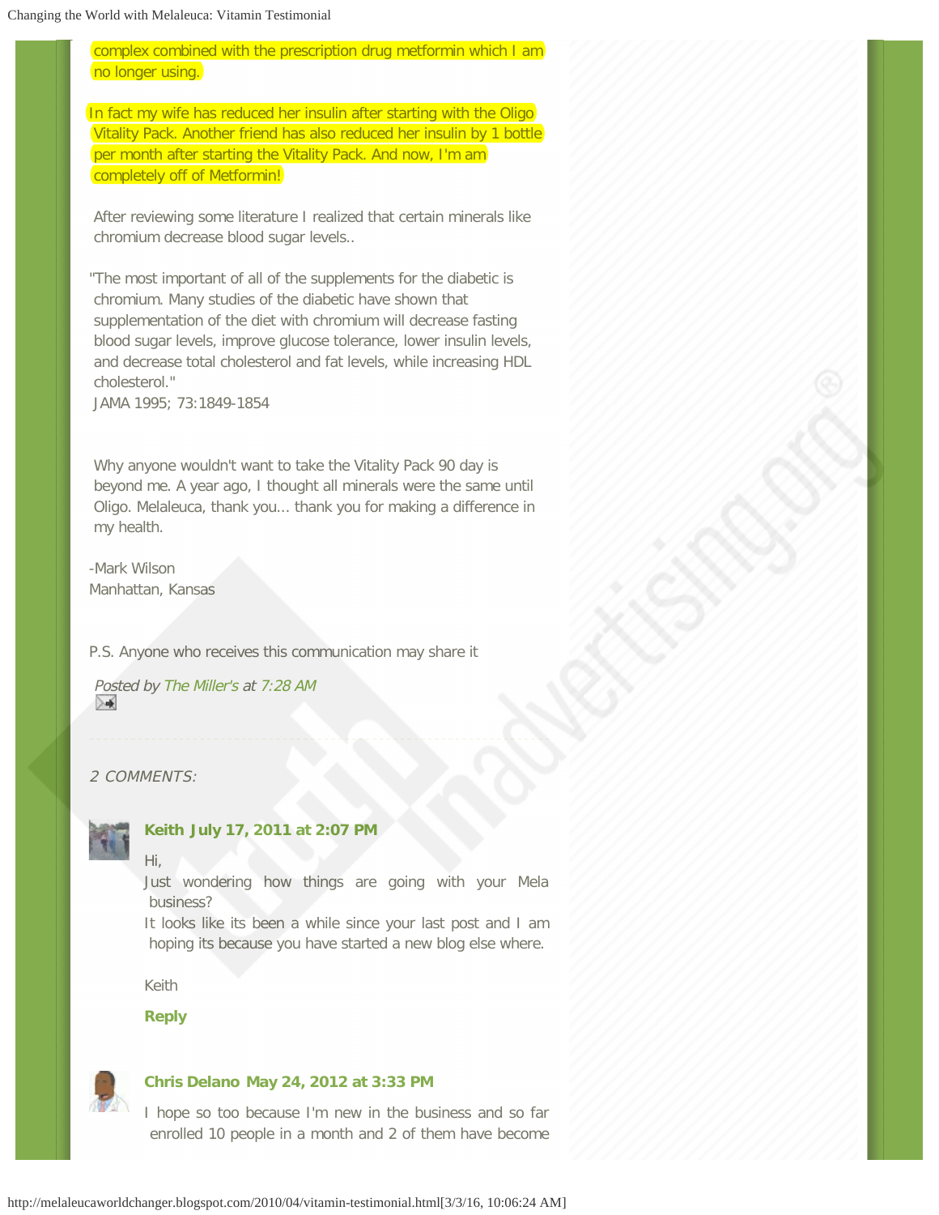complex combined with the prescription drug metformin which I am no longer using.

In fact my wife has reduced her insulin after starting with the Oligo Vitality Pack. Another friend has also reduced her insulin by 1 bottle per month after starting the Vitality Pack. And now, I'm am completely off of Metformin!

After reviewing some literature I realized that certain minerals like chromium decrease blood sugar levels..

"The most important of all of the supplements for the diabetic is chromium. Many studies of the diabetic have shown that supplementation of the diet with chromium will decrease fasting blood sugar levels, improve glucose tolerance, lower insulin levels, and decrease total cholesterol and fat levels, while increasing HDL cholesterol."
JAMA 1995; 73:1849-1854

Why anyone wouldn't want to take the Vitality Pack 90 day is beyond me. A year ago, I thought all minerals were the same until Oligo. Melaleuca, thank you... thank you for making a difference in my health.

-Mark Wilson
Manhattan, Kansas

P.S. Anyone who receives this communication may share it

*Posted by* The Miller's *at* 7:28 AM

2 COMMENTS:

**Keith July 17, 2011 at 2:07 PM**

Hi,
Just wondering how things are going with your Mela business?
It looks like its been a while since your last post and I am hoping its because you have started a new blog else where.

Keith

**Reply**

**Chris Delano May 24, 2012 at 3:33 PM**

I hope so too because I'm new in the business and so far enrolled 10 people in a month and 2 of them have become